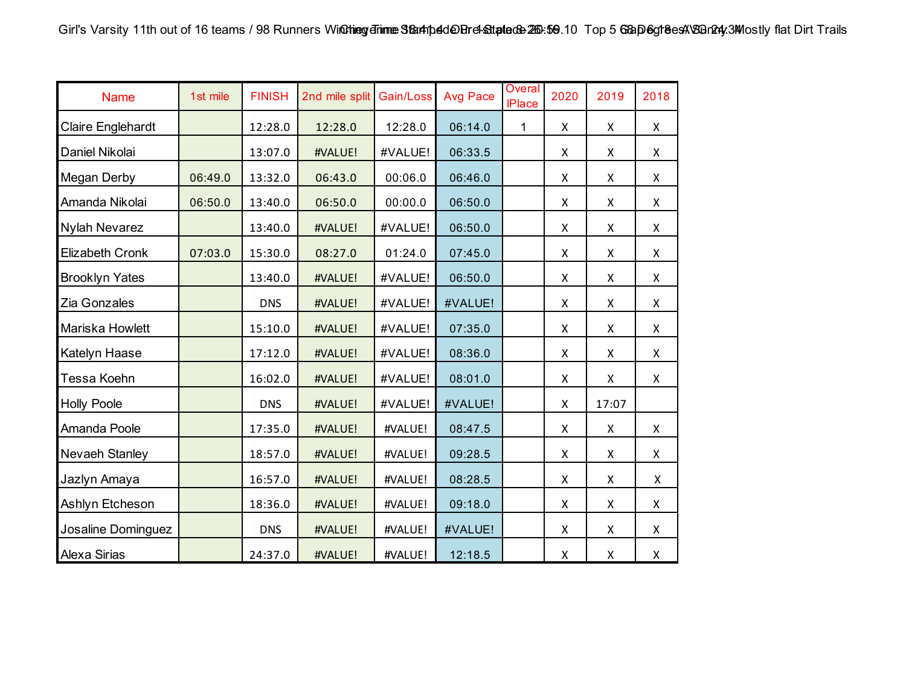Girl's Varsity 11th out of 16 teams / 98 Runners Winning Time 18:41.4 OP 1st place 20:59.10 Top 5 Gap 6:18 AVG 24:34

Cheyenne Stampede Pre-State 8-26-19 68 Degrees Sunny Mostly flat Dirt Trails

| Name | 1st mile | FINISH | 2nd mile split | Gain/Loss | Avg Pace | Overall Place | 2020 | 2019 | 2018 |
|---|---|---|---|---|---|---|---|---|---|
| Claire Englehardt | | 12:28.0 | 12:28.0 | 12:28.0 | 06:14.0 | 1 | X | X | X |
| Daniel Nikolai | | 13:07.0 | #VALUE! | #VALUE! | 06:33.5 | | X | X | X |
| Megan Derby | 06:49.0 | 13:32.0 | 06:43.0 | 00:06.0 | 06:46.0 | | X | X | X |
| Amanda Nikolai | 06:50.0 | 13:40.0 | 06:50.0 | 00:00.0 | 06:50.0 | | X | X | X |
| Nylah Nevarez | | 13:40.0 | #VALUE! | #VALUE! | 06:50.0 | | X | X | X |
| Elizabeth Cronk | 07:03.0 | 15:30.0 | 08:27.0 | 01:24.0 | 07:45.0 | | X | X | X |
| Brooklyn Yates | | 13:40.0 | #VALUE! | #VALUE! | 06:50.0 | | X | X | X |
| Zia Gonzales | | DNS | #VALUE! | #VALUE! | #VALUE! | | X | X | X |
| Mariska Howlett | | 15:10.0 | #VALUE! | #VALUE! | 07:35.0 | | X | X | X |
| Katelyn Haase | | 17:12.0 | #VALUE! | #VALUE! | 08:36.0 | | X | X | X |
| Tessa Koehn | | 16:02.0 | #VALUE! | #VALUE! | 08:01.0 | | X | X | X |
| Holly Poole | | DNS | #VALUE! | #VALUE! | #VALUE! | | X | 17:07 | |
| Amanda Poole | | 17:35.0 | #VALUE! | #VALUE! | 08:47.5 | | X | X | X |
| Nevaeh Stanley | | 18:57.0 | #VALUE! | #VALUE! | 09:28.5 | | X | X | X |
| Jazlyn Amaya | | 16:57.0 | #VALUE! | #VALUE! | 08:28.5 | | X | X | X |
| Ashlyn Etcheson | | 18:36.0 | #VALUE! | #VALUE! | 09:18.0 | | X | X | X |
| Josaline Dominguez | | DNS | #VALUE! | #VALUE! | #VALUE! | | X | X | X |
| Alexa Sirias | | 24:37.0 | #VALUE! | #VALUE! | 12:18.5 | | X | X | X |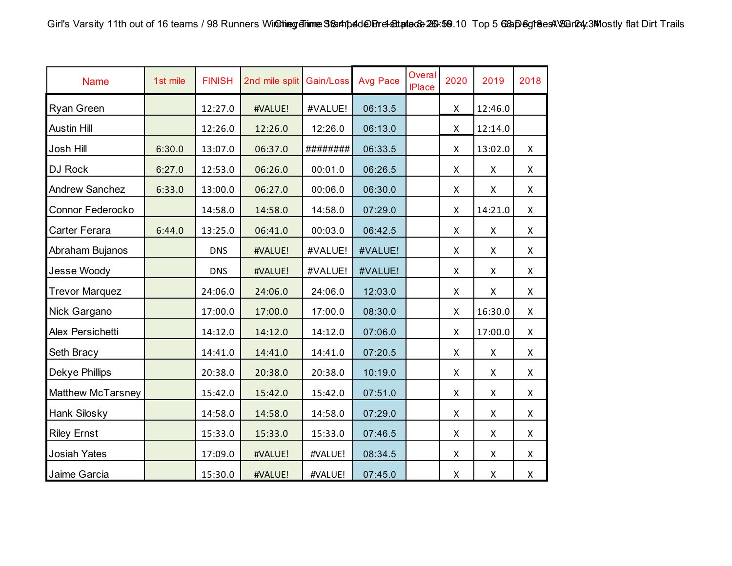Girl's Varsity 11th out of 16 teams / 98 Runners Winning Time 18:41.4 JOP 1st place 20:59.10 Top 5 Gap 6:19 AVG 24:34 Cheyenne Stampede Pre-State 8-28-20 68 Degrees Sunny Mostly flat Dirt Trails

| Name | 1st mile | FINISH | 2nd mile split | Gain/Loss | Avg Pace | Overal lPlace | 2020 | 2019 | 2018 |
|---|---|---|---|---|---|---|---|---|---|
| Ryan Green | | 12:27.0 | #VALUE! | #VALUE! | 06:13.5 | | X | 12:46.0 | |
| Austin Hill | | 12:26.0 | 12:26.0 | 12:26.0 | 06:13.0 | | X | 12:14.0 | |
| Josh Hill | 6:30.0 | 13:07.0 | 06:37.0 | ######## | 06:33.5 | | X | 13:02.0 | X |
| DJ Rock | 6:27.0 | 12:53.0 | 06:26.0 | 00:01.0 | 06:26.5 | | X | X | X |
| Andrew Sanchez | 6:33.0 | 13:00.0 | 06:27.0 | 00:06.0 | 06:30.0 | | X | X | X |
| Connor Federocko | | 14:58.0 | 14:58.0 | 14:58.0 | 07:29.0 | | X | 14:21.0 | X |
| Carter Ferara | 6:44.0 | 13:25.0 | 06:41.0 | 00:03.0 | 06:42.5 | | X | X | X |
| Abraham Bujanos | | DNS | #VALUE! | #VALUE! | #VALUE! | | X | X | X |
| Jesse Woody | | DNS | #VALUE! | #VALUE! | #VALUE! | | X | X | X |
| Trevor Marquez | | 24:06.0 | 24:06.0 | 24:06.0 | 12:03.0 | | X | X | X |
| Nick Gargano | | 17:00.0 | 17:00.0 | 17:00.0 | 08:30.0 | | X | 16:30.0 | X |
| Alex Persichetti | | 14:12.0 | 14:12.0 | 14:12.0 | 07:06.0 | | X | 17:00.0 | X |
| Seth Bracy | | 14:41.0 | 14:41.0 | 14:41.0 | 07:20.5 | | X | X | X |
| Dekye Phillips | | 20:38.0 | 20:38.0 | 20:38.0 | 10:19.0 | | X | X | X |
| Matthew McTarsney | | 15:42.0 | 15:42.0 | 15:42.0 | 07:51.0 | | X | X | X |
| Hank Silosky | | 14:58.0 | 14:58.0 | 14:58.0 | 07:29.0 | | X | X | X |
| Riley Ernst | | 15:33.0 | 15:33.0 | 15:33.0 | 07:46.5 | | X | X | X |
| Josiah Yates | | 17:09.0 | #VALUE! | #VALUE! | 08:34.5 | | X | X | X |
| Jaime Garcia | | 15:30.0 | #VALUE! | #VALUE! | 07:45.0 | | X | X | X |